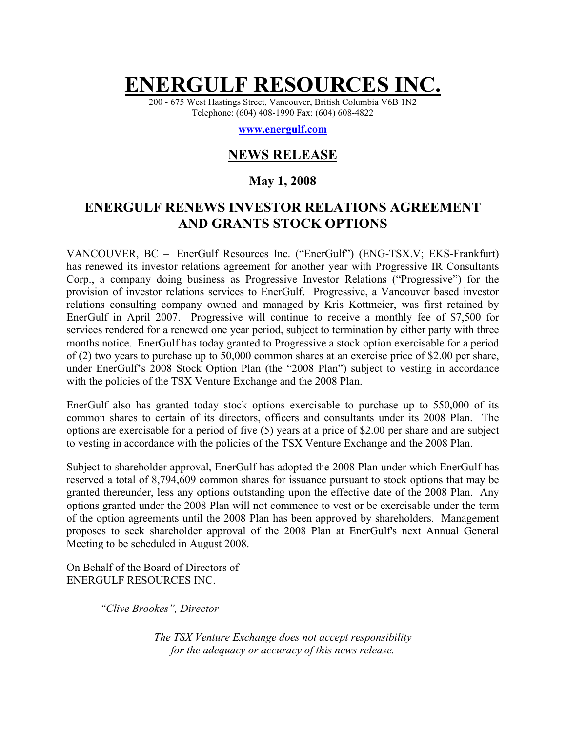# ENERGULF RESOURCES INC.

200 - 675 West Hastings Street, Vancouver, British Columbia V6B 1N2
Telephone: (604) 408-1990 Fax: (604) 608-4822

**www.energulf.com**

## NEWS RELEASE

### May 1, 2008

## ENERGULF RENEWS INVESTOR RELATIONS AGREEMENT AND GRANTS STOCK OPTIONS

VANCOUVER, BC – EnerGulf Resources Inc. ("EnerGulf") (ENG-TSX.V; EKS-Frankfurt) has renewed its investor relations agreement for another year with Progressive IR Consultants Corp., a company doing business as Progressive Investor Relations ("Progressive") for the provision of investor relations services to EnerGulf. Progressive, a Vancouver based investor relations consulting company owned and managed by Kris Kottmeier, was first retained by EnerGulf in April 2007. Progressive will continue to receive a monthly fee of $7,500 for services rendered for a renewed one year period, subject to termination by either party with three months notice. EnerGulf has today granted to Progressive a stock option exercisable for a period of (2) two years to purchase up to 50,000 common shares at an exercise price of $2.00 per share, under EnerGulf's 2008 Stock Option Plan (the "2008 Plan") subject to vesting in accordance with the policies of the TSX Venture Exchange and the 2008 Plan.

EnerGulf also has granted today stock options exercisable to purchase up to 550,000 of its common shares to certain of its directors, officers and consultants under its 2008 Plan. The options are exercisable for a period of five (5) years at a price of $2.00 per share and are subject to vesting in accordance with the policies of the TSX Venture Exchange and the 2008 Plan.

Subject to shareholder approval, EnerGulf has adopted the 2008 Plan under which EnerGulf has reserved a total of 8,794,609 common shares for issuance pursuant to stock options that may be granted thereunder, less any options outstanding upon the effective date of the 2008 Plan. Any options granted under the 2008 Plan will not commence to vest or be exercisable under the term of the option agreements until the 2008 Plan has been approved by shareholders. Management proposes to seek shareholder approval of the 2008 Plan at EnerGulf's next Annual General Meeting to be scheduled in August 2008.

On Behalf of the Board of Directors of
ENERGULF RESOURCES INC.

*"Clive Brookes", Director*

*The TSX Venture Exchange does not accept responsibility for the adequacy or accuracy of this news release.*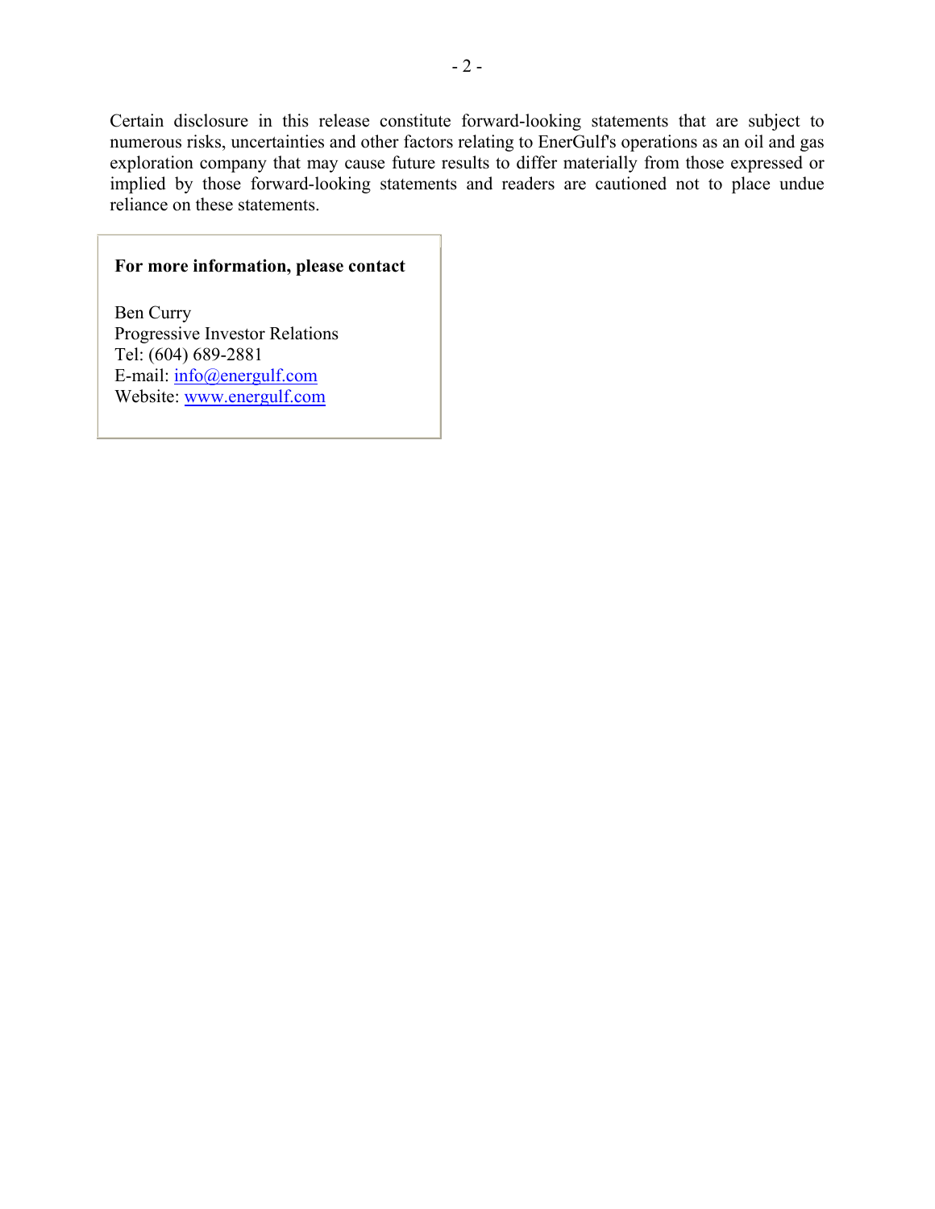Certain disclosure in this release constitute forward-looking statements that are subject to numerous risks, uncertainties and other factors relating to EnerGulf's operations as an oil and gas exploration company that may cause future results to differ materially from those expressed or implied by those forward-looking statements and readers are cautioned not to place undue reliance on these statements.

**For more information, please contact**

Ben Curry
Progressive Investor Relations
Tel: (604) 689-2881
E-mail: info@energulf.com
Website: www.energulf.com